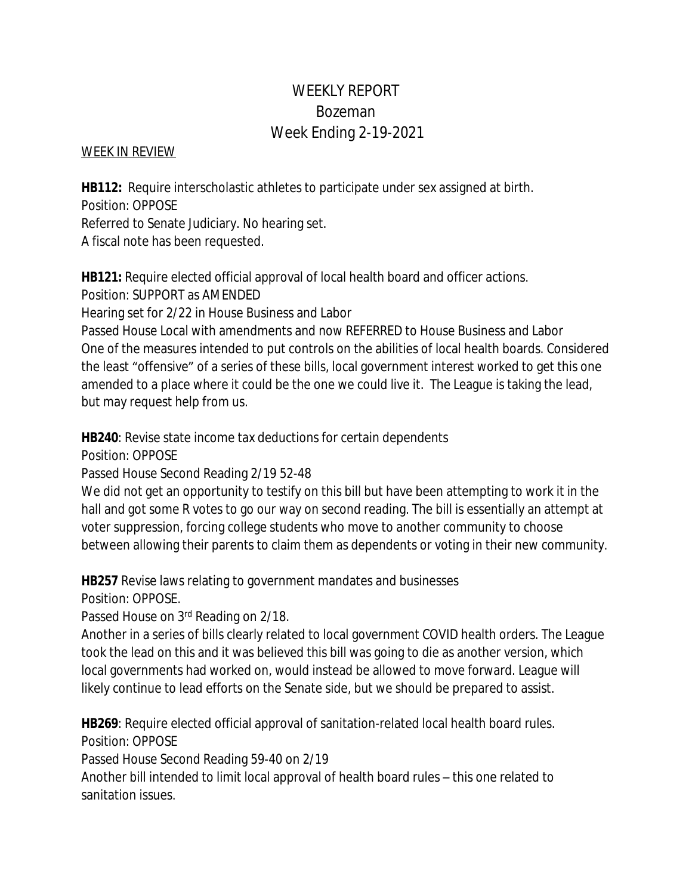# WEEKLY REPORT
# Bozeman
# Week Ending 2-19-2021

WEEK IN REVIEW

**HB112:** Require interscholastic athletes to participate under sex assigned at birth.
Position: OPPOSE
Referred to Senate Judiciary. No hearing set.
A fiscal note has been requested.

**HB121:** Require elected official approval of local health board and officer actions.
Position: SUPPORT as AMENDED
Hearing set for 2/22 in House Business and Labor
Passed House Local with amendments and now REFERRED to House Business and Labor
One of the measures intended to put controls on the abilities of local health boards. Considered the least "offensive" of a series of these bills, local government interest worked to get this one amended to a place where it could be the one we could live it. The League is taking the lead, but may request help from us.

**HB240**: Revise state income tax deductions for certain dependents
Position: OPPOSE
Passed House Second Reading 2/19 52-48
We did not get an opportunity to testify on this bill but have been attempting to work it in the hall and got some R votes to go our way on second reading. The bill is essentially an attempt at voter suppression, forcing college students who move to another community to choose between allowing their parents to claim them as dependents or voting in their new community.

**HB257** Revise laws relating to government mandates and businesses
Position: OPPOSE.
Passed House on 3rd Reading on 2/18.
Another in a series of bills clearly related to local government COVID health orders. The League took the lead on this and it was believed this bill was going to die as another version, which local governments had worked on, would instead be allowed to move forward. League will likely continue to lead efforts on the Senate side, but we should be prepared to assist.

**HB269**: Require elected official approval of sanitation-related local health board rules.
Position: OPPOSE
Passed House Second Reading 59-40 on 2/19
Another bill intended to limit local approval of health board rules – this one related to sanitation issues.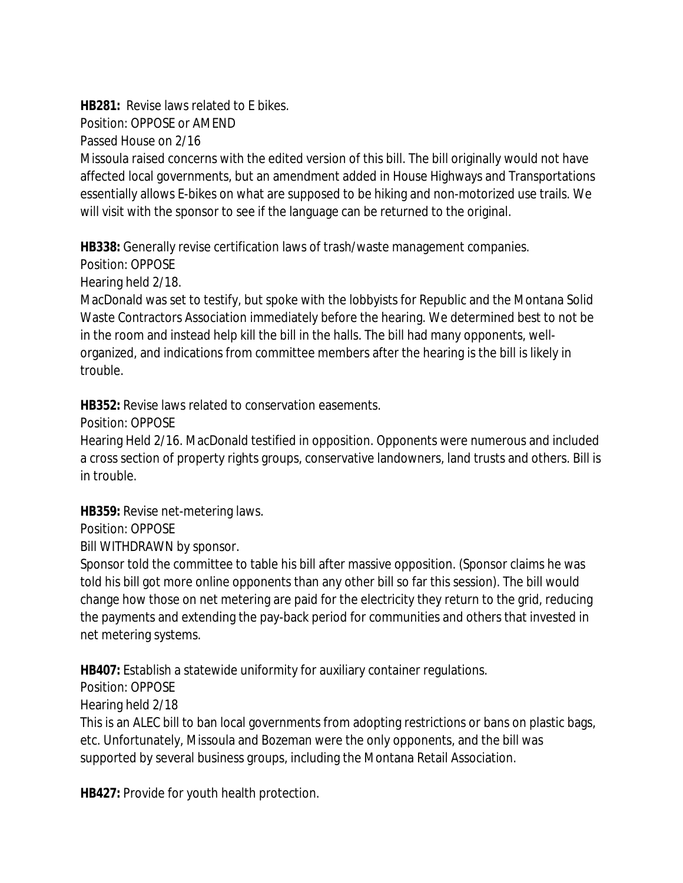**HB281:** Revise laws related to E bikes.

Position: OPPOSE or AMEND

Passed House on 2/16

Missoula raised concerns with the edited version of this bill. The bill originally would not have affected local governments, but an amendment added in House Highways and Transportations essentially allows E-bikes on what are supposed to be hiking and non-motorized use trails. We will visit with the sponsor to see if the language can be returned to the original.

**HB338:** Generally revise certification laws of trash/waste management companies.

Position: OPPOSE

Hearing held 2/18.

MacDonald was set to testify, but spoke with the lobbyists for Republic and the Montana Solid Waste Contractors Association immediately before the hearing. We determined best to not be in the room and instead help kill the bill in the halls. The bill had many opponents, well-organized, and indications from committee members after the hearing is the bill is likely in trouble.

**HB352:** Revise laws related to conservation easements.

Position: OPPOSE

Hearing Held 2/16. MacDonald testified in opposition. Opponents were numerous and included a cross section of property rights groups, conservative landowners, land trusts and others. Bill is in trouble.

**HB359:** Revise net-metering laws.

Position: OPPOSE

Bill WITHDRAWN by sponsor.

Sponsor told the committee to table his bill after massive opposition. (Sponsor claims he was told his bill got more online opponents than any other bill so far this session). The bill would change how those on net metering are paid for the electricity they return to the grid, reducing the payments and extending the pay-back period for communities and others that invested in net metering systems.

**HB407:** Establish a statewide uniformity for auxiliary container regulations.

Position: OPPOSE

Hearing held 2/18

This is an ALEC bill to ban local governments from adopting restrictions or bans on plastic bags, etc. Unfortunately, Missoula and Bozeman were the only opponents, and the bill was supported by several business groups, including the Montana Retail Association.

**HB427:** Provide for youth health protection.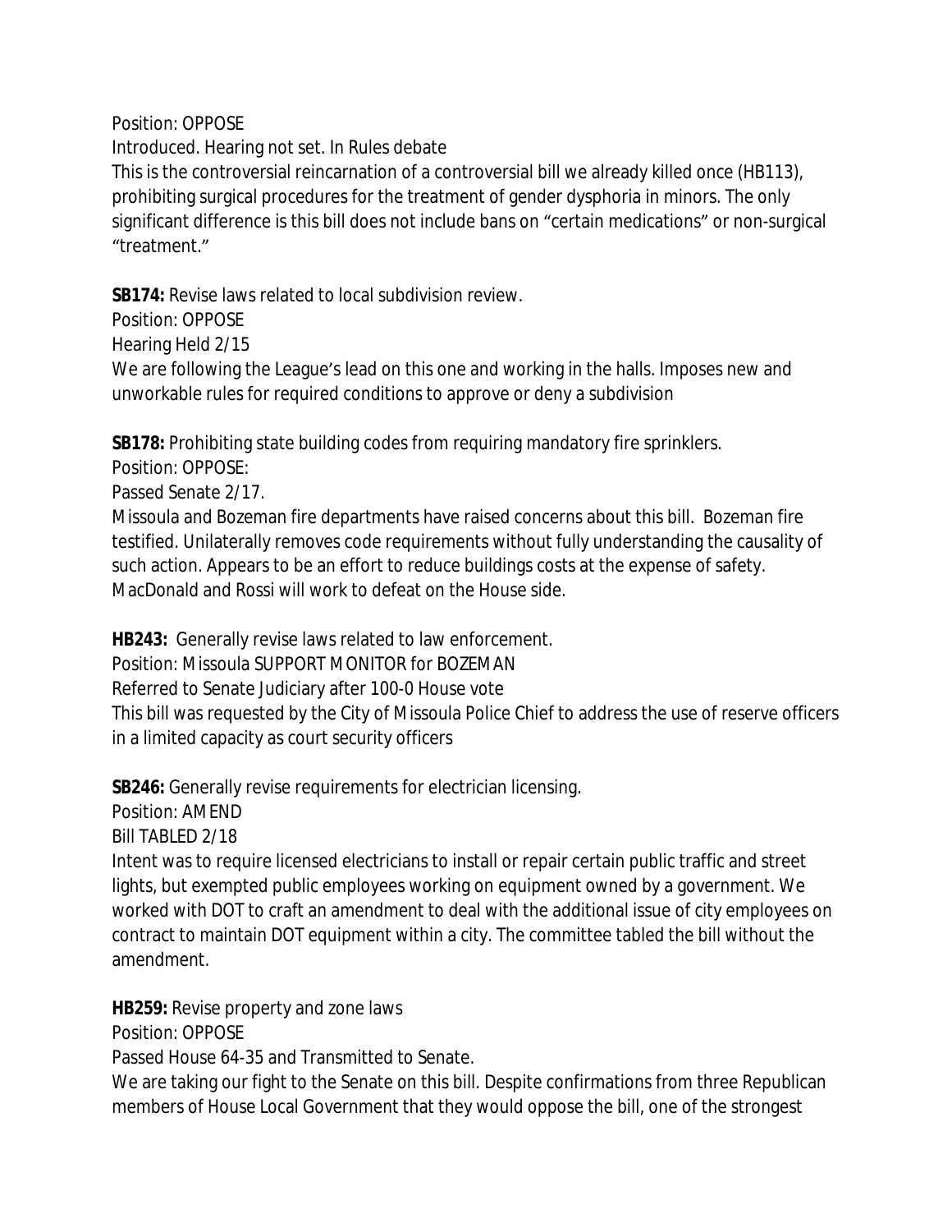Position: OPPOSE

Introduced. Hearing not set. In Rules debate

This is the controversial reincarnation of a controversial bill we already killed once (HB113), prohibiting surgical procedures for the treatment of gender dysphoria in minors. The only significant difference is this bill does not include bans on "certain medications" or non-surgical "treatment."

**SB174:** Revise laws related to local subdivision review.

Position: OPPOSE

Hearing Held 2/15

We are following the League's lead on this one and working in the halls. Imposes new and unworkable rules for required conditions to approve or deny a subdivision

**SB178:** Prohibiting state building codes from requiring mandatory fire sprinklers.

Position: OPPOSE:

Passed Senate 2/17.

Missoula and Bozeman fire departments have raised concerns about this bill. Bozeman fire testified. Unilaterally removes code requirements without fully understanding the causality of such action. Appears to be an effort to reduce buildings costs at the expense of safety. MacDonald and Rossi will work to defeat on the House side.

**HB243:** Generally revise laws related to law enforcement.

Position: Missoula SUPPORT MONITOR for BOZEMAN

Referred to Senate Judiciary after 100-0 House vote

This bill was requested by the City of Missoula Police Chief to address the use of reserve officers in a limited capacity as court security officers

**SB246:** Generally revise requirements for electrician licensing.

Position: AMEND

Bill TABLED 2/18

Intent was to require licensed electricians to install or repair certain public traffic and street lights, but exempted public employees working on equipment owned by a government. We worked with DOT to craft an amendment to deal with the additional issue of city employees on contract to maintain DOT equipment within a city. The committee tabled the bill without the amendment.

**HB259:** Revise property and zone laws

Position: OPPOSE

Passed House 64-35 and Transmitted to Senate.

We are taking our fight to the Senate on this bill. Despite confirmations from three Republican members of House Local Government that they would oppose the bill, one of the strongest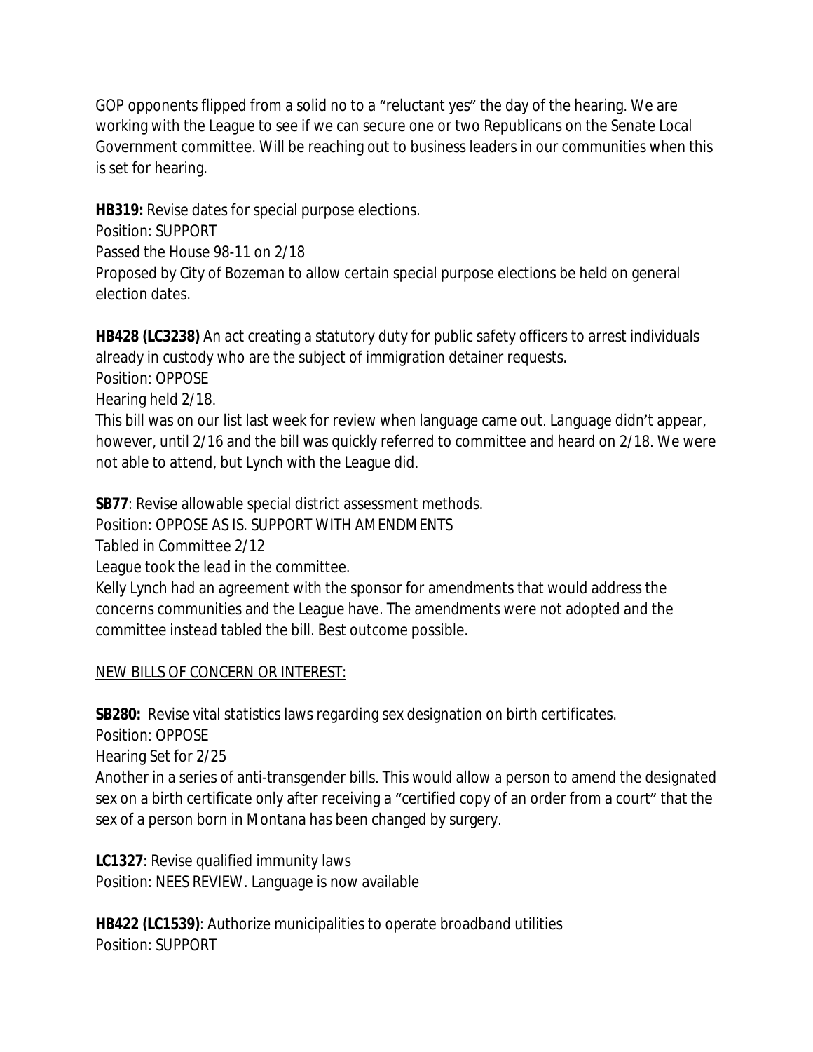GOP opponents flipped from a solid no to a "reluctant yes" the day of the hearing. We are working with the League to see if we can secure one or two Republicans on the Senate Local Government committee. Will be reaching out to business leaders in our communities when this is set for hearing.

**HB319:** Revise dates for special purpose elections.
Position: SUPPORT
Passed the House 98-11 on 2/18
Proposed by City of Bozeman to allow certain special purpose elections be held on general election dates.

**HB428 (LC3238)** An act creating a statutory duty for public safety officers to arrest individuals already in custody who are the subject of immigration detainer requests.
Position: OPPOSE
Hearing held 2/18.
This bill was on our list last week for review when language came out. Language didn't appear, however, until 2/16 and the bill was quickly referred to committee and heard on 2/18. We were not able to attend, but Lynch with the League did.

**SB77**: Revise allowable special district assessment methods.
Position: OPPOSE AS IS. SUPPORT WITH AMENDMENTS
Tabled in Committee 2/12
League took the lead in the committee.
Kelly Lynch had an agreement with the sponsor for amendments that would address the concerns communities and the League have. The amendments were not adopted and the committee instead tabled the bill. Best outcome possible.

<u>NEW BILLS OF CONCERN OR INTEREST:</u>

**SB280:** Revise vital statistics laws regarding sex designation on birth certificates.
Position: OPPOSE
Hearing Set for 2/25
Another in a series of anti-transgender bills. This would allow a person to amend the designated sex on a birth certificate only after receiving a "certified copy of an order from a court" that the sex of a person born in Montana has been changed by surgery.

**LC1327**: Revise qualified immunity laws
Position: NEES REVIEW. Language is now available

**HB422 (LC1539)**: Authorize municipalities to operate broadband utilities
Position: SUPPORT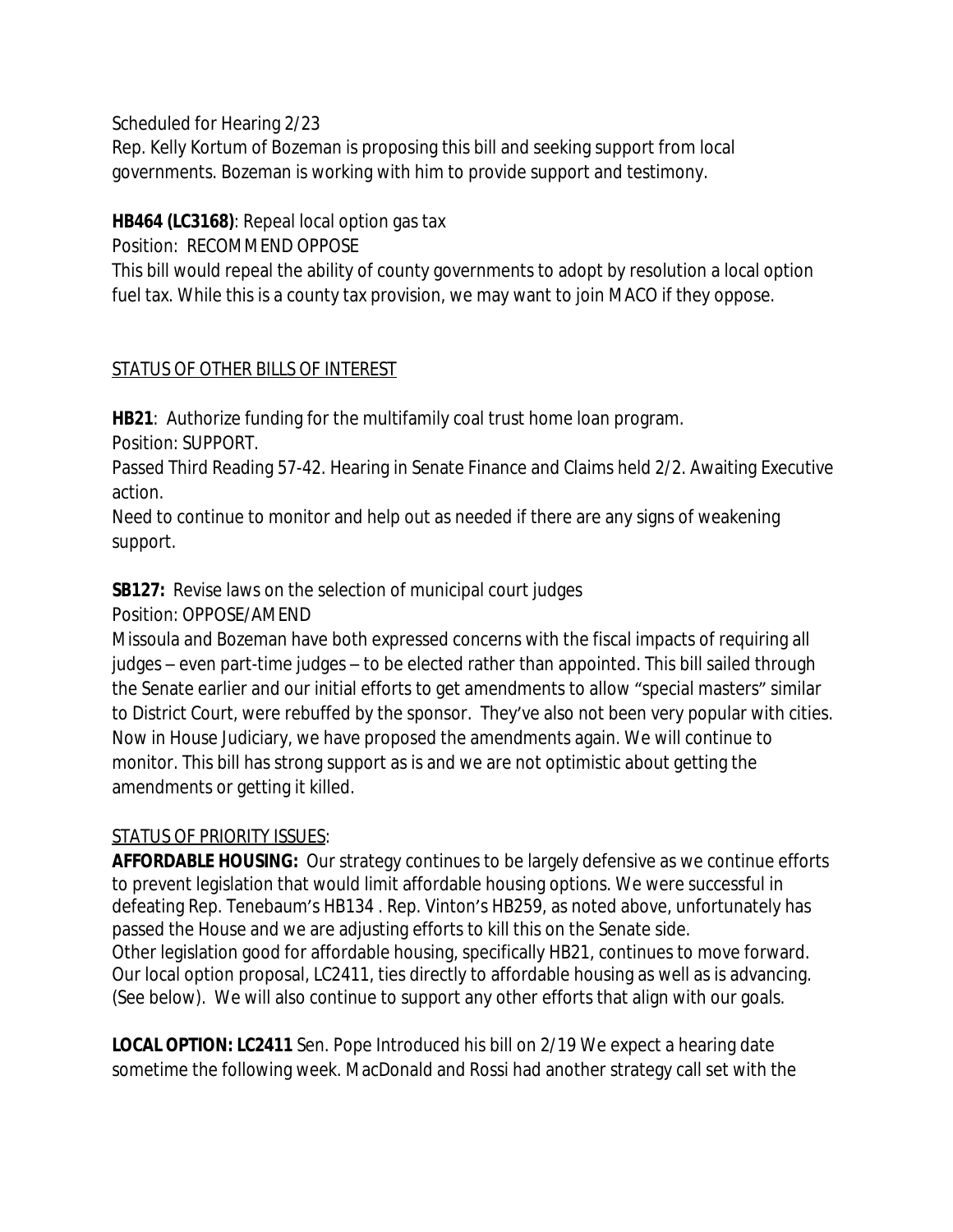Scheduled for Hearing 2/23

Rep. Kelly Kortum of Bozeman is proposing this bill and seeking support from local governments. Bozeman is working with him to provide support and testimony.

**HB464 (LC3168)**: Repeal local option gas tax

Position: RECOMMEND OPPOSE

This bill would repeal the ability of county governments to adopt by resolution a local option fuel tax. While this is a county tax provision, we may want to join MACO if they oppose.

<u>STATUS OF OTHER BILLS OF INTEREST</u>

**HB21**: Authorize funding for the multifamily coal trust home loan program.

Position: SUPPORT.

Passed Third Reading 57-42. Hearing in Senate Finance and Claims held 2/2. Awaiting Executive action.

Need to continue to monitor and help out as needed if there are any signs of weakening support.

**SB127:** Revise laws on the selection of municipal court judges

Position: OPPOSE/AMEND

Missoula and Bozeman have both expressed concerns with the fiscal impacts of requiring all judges – even part-time judges – to be elected rather than appointed. This bill sailed through the Senate earlier and our initial efforts to get amendments to allow "special masters" similar to District Court, were rebuffed by the sponsor. They've also not been very popular with cities. Now in House Judiciary, we have proposed the amendments again. We will continue to monitor. This bill has strong support as is and we are not optimistic about getting the amendments or getting it killed.

<u>STATUS OF PRIORITY ISSUES</u>:

**AFFORDABLE HOUSING:** Our strategy continues to be largely defensive as we continue efforts to prevent legislation that would limit affordable housing options. We were successful in defeating Rep. Tenebaum's HB134 . Rep. Vinton's HB259, as noted above, unfortunately has passed the House and we are adjusting efforts to kill this on the Senate side.

Other legislation good for affordable housing, specifically HB21, continues to move forward. Our local option proposal, LC2411, ties directly to affordable housing as well as is advancing. (See below). We will also continue to support any other efforts that align with our goals.

**LOCAL OPTION: LC2411** Sen. Pope Introduced his bill on 2/19 We expect a hearing date sometime the following week. MacDonald and Rossi had another strategy call set with the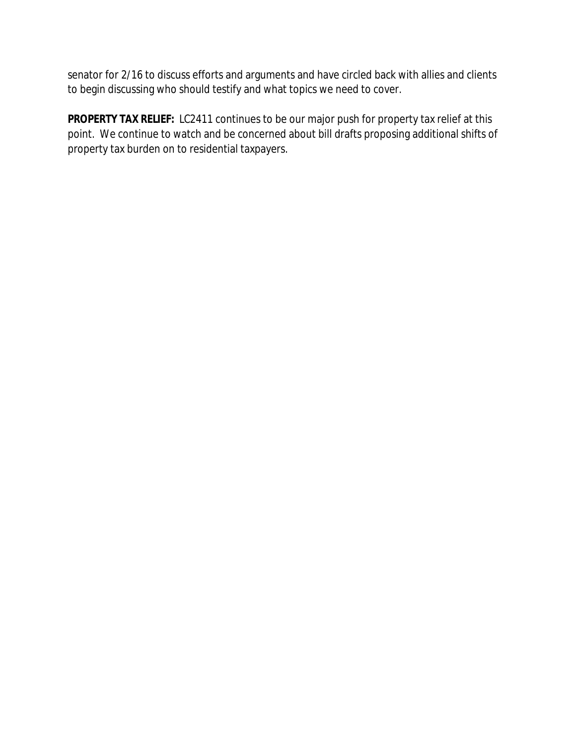senator for 2/16 to discuss efforts and arguments and have circled back with allies and clients to begin discussing who should testify and what topics we need to cover.

**PROPERTY TAX RELIEF:** LC2411 continues to be our major push for property tax relief at this point. We continue to watch and be concerned about bill drafts proposing additional shifts of property tax burden on to residential taxpayers.